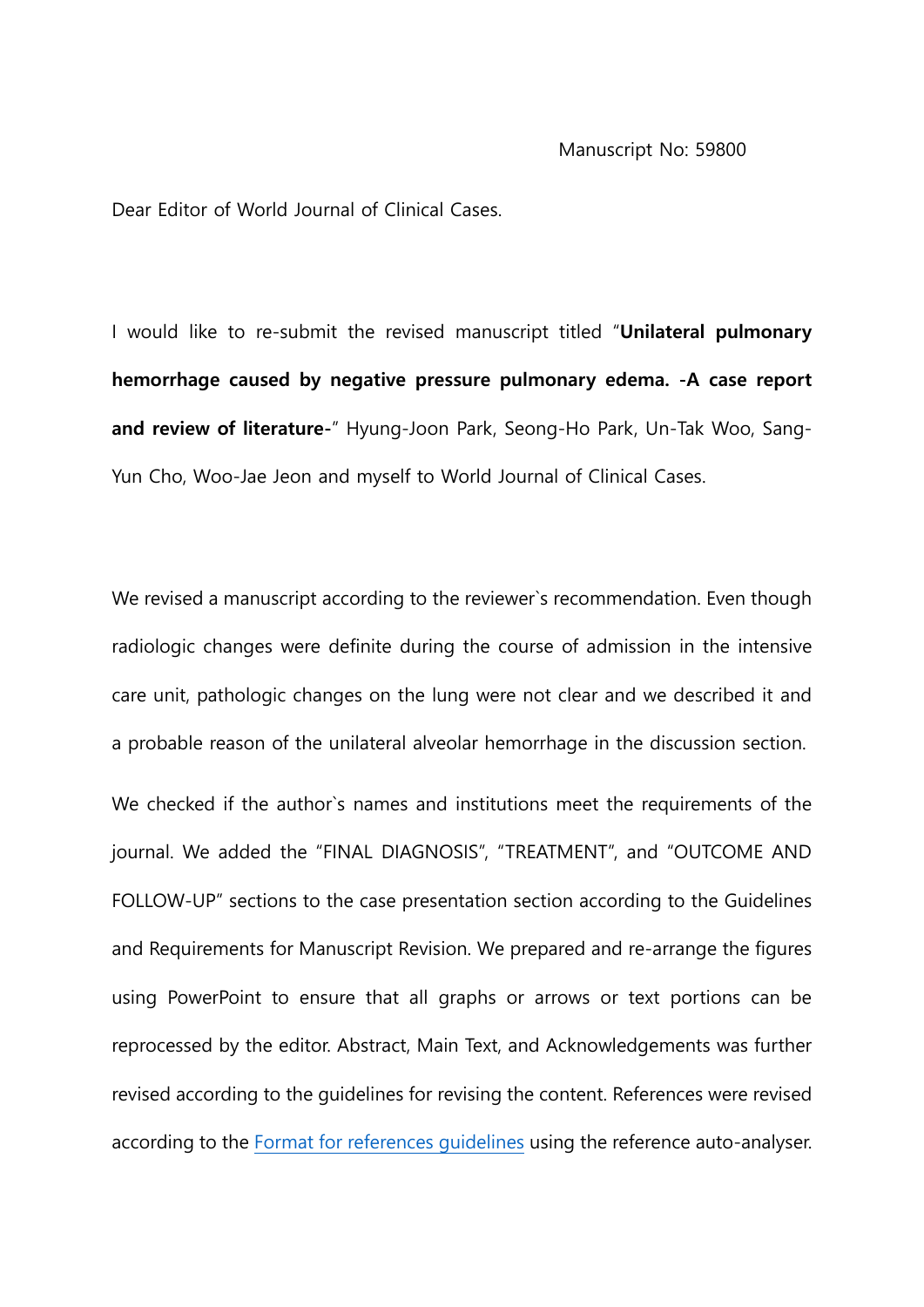Manuscript No: 59800

Dear Editor of World Journal of Clinical Cases.

I would like to re-submit the revised manuscript titled "**Unilateral pulmonary hemorrhage caused by negative pressure pulmonary edema. -A case report and review of literature-**" Hyung-Joon Park, Seong-Ho Park, Un-Tak Woo, Sang-Yun Cho, Woo-Jae Jeon and myself to World Journal of Clinical Cases.

We revised a manuscript according to the reviewer`s recommendation. Even though radiologic changes were definite during the course of admission in the intensive care unit, pathologic changes on the lung were not clear and we described it and a probable reason of the unilateral alveolar hemorrhage in the discussion section.

We checked if the author`s names and institutions meet the requirements of the journal. We added the "FINAL DIAGNOSIS", "TREATMENT", and "OUTCOME AND FOLLOW-UP" sections to the case presentation section according to the Guidelines and Requirements for Manuscript Revision. We prepared and re-arrange the figures using PowerPoint to ensure that all graphs or arrows or text portions can be reprocessed by the editor. Abstract, Main Text, and Acknowledgements was further revised according to the guidelines for revising the content. References were revised according to the Format for references guidelines using the reference auto-analyser.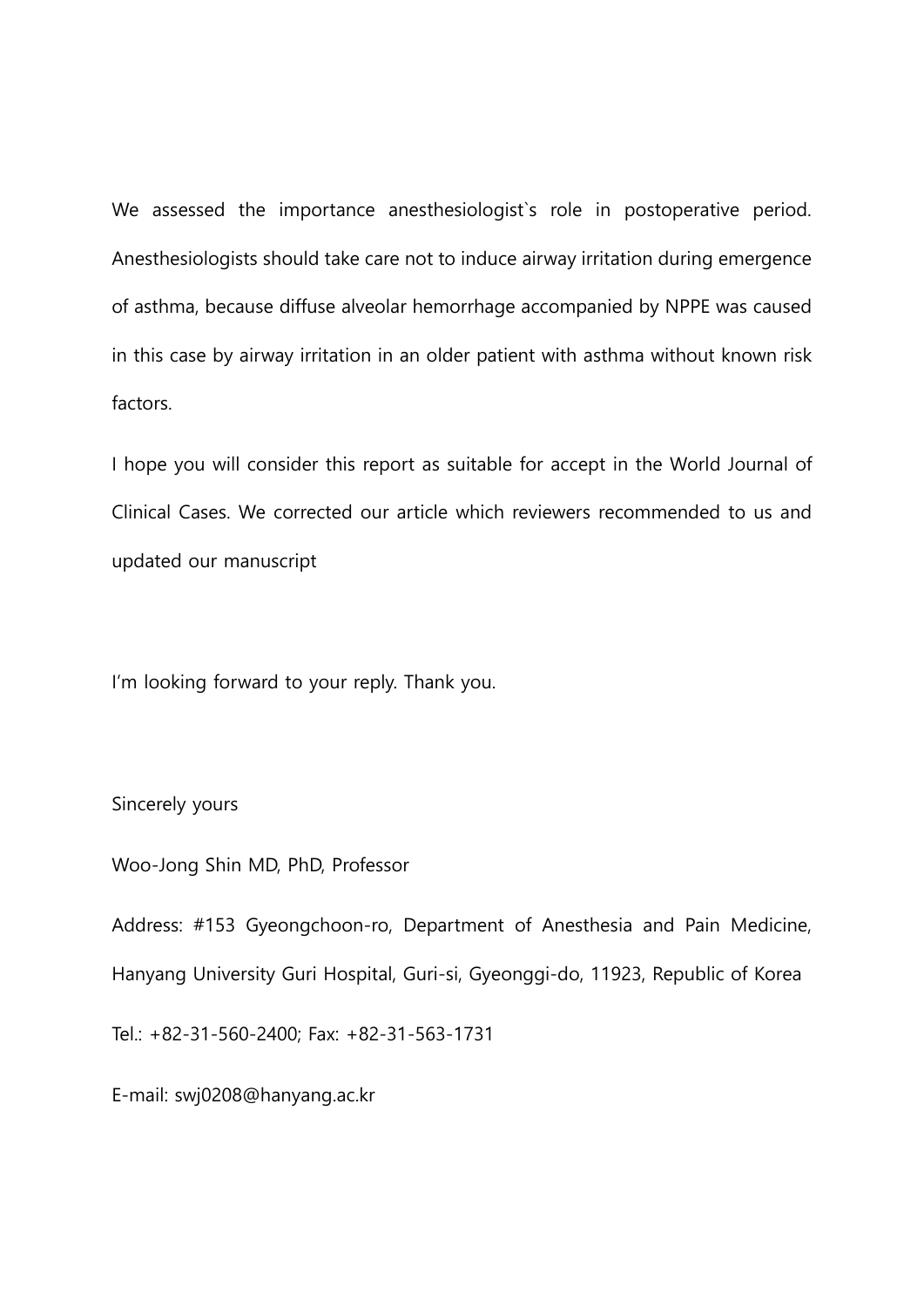We assessed the importance anesthesiologist`s role in postoperative period. Anesthesiologists should take care not to induce airway irritation during emergence of asthma, because diffuse alveolar hemorrhage accompanied by NPPE was caused in this case by airway irritation in an older patient with asthma without known risk factors.

I hope you will consider this report as suitable for accept in the World Journal of Clinical Cases. We corrected our article which reviewers recommended to us and updated our manuscript

I'm looking forward to your reply. Thank you.

Sincerely yours

Woo-Jong Shin MD, PhD, Professor

Address: #153 Gyeongchoon-ro, Department of Anesthesia and Pain Medicine, Hanyang University Guri Hospital, Guri-si, Gyeonggi-do, 11923, Republic of Korea

Tel.: +82-31-560-2400; Fax: +82-31-563-1731

E-mail: swj0208@hanyang.ac.kr